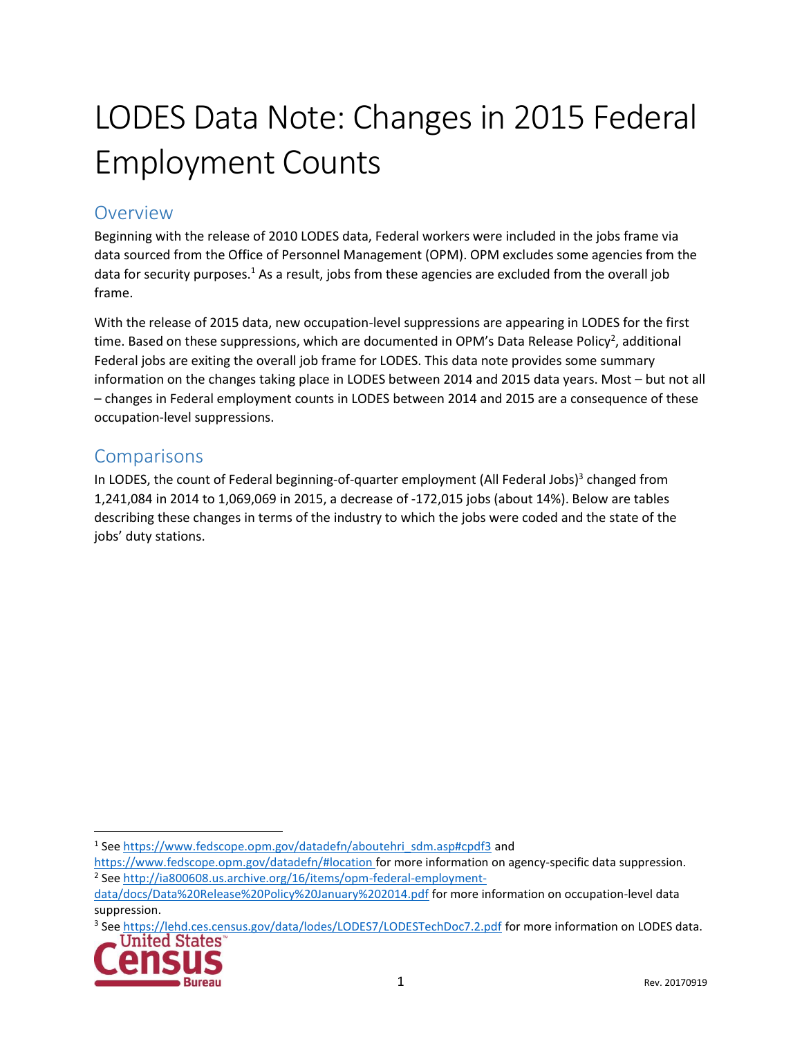# LODES Data Note: Changes in 2015 Federal Employment Counts

## Overview

Beginning with the release of 2010 LODES data, Federal workers were included in the jobs frame via data sourced from the Office of Personnel Management (OPM). OPM excludes some agencies from the data for security purposes.[1] As a result, jobs from these agencies are excluded from the overall job frame.

With the release of 2015 data, new occupation-level suppressions are appearing in LODES for the first time. Based on these suppressions, which are documented in OPM's Data Release Policy[2], additional Federal jobs are exiting the overall job frame for LODES. This data note provides some summary information on the changes taking place in LODES between 2014 and 2015 data years. Most – but not all – changes in Federal employment counts in LODES between 2014 and 2015 are a consequence of these occupation-level suppressions.

## Comparisons

In LODES, the count of Federal beginning-of-quarter employment (All Federal Jobs)[3] changed from 1,241,084 in 2014 to 1,069,069 in 2015, a decrease of -172,015 jobs (about 14%). Below are tables describing these changes in terms of the industry to which the jobs were coded and the state of the jobs' duty stations.

---

[1] See https://www.fedscope.opm.gov/datadefn/aboutehri_sdm.asp#cpdf3 and https://www.fedscope.opm.gov/datadefn/#location for more information on agency-specific data suppression.

[2] See http://ia800608.us.archive.org/16/items/opm-federal-employment-data/docs/Data%20Release%20Policy%20January%202014.pdf for more information on occupation-level data suppression.

[3] See https://lehd.ces.census.gov/data/lodes/LODES7/LODESTechDoc7.2.pdf for more information on LODES data.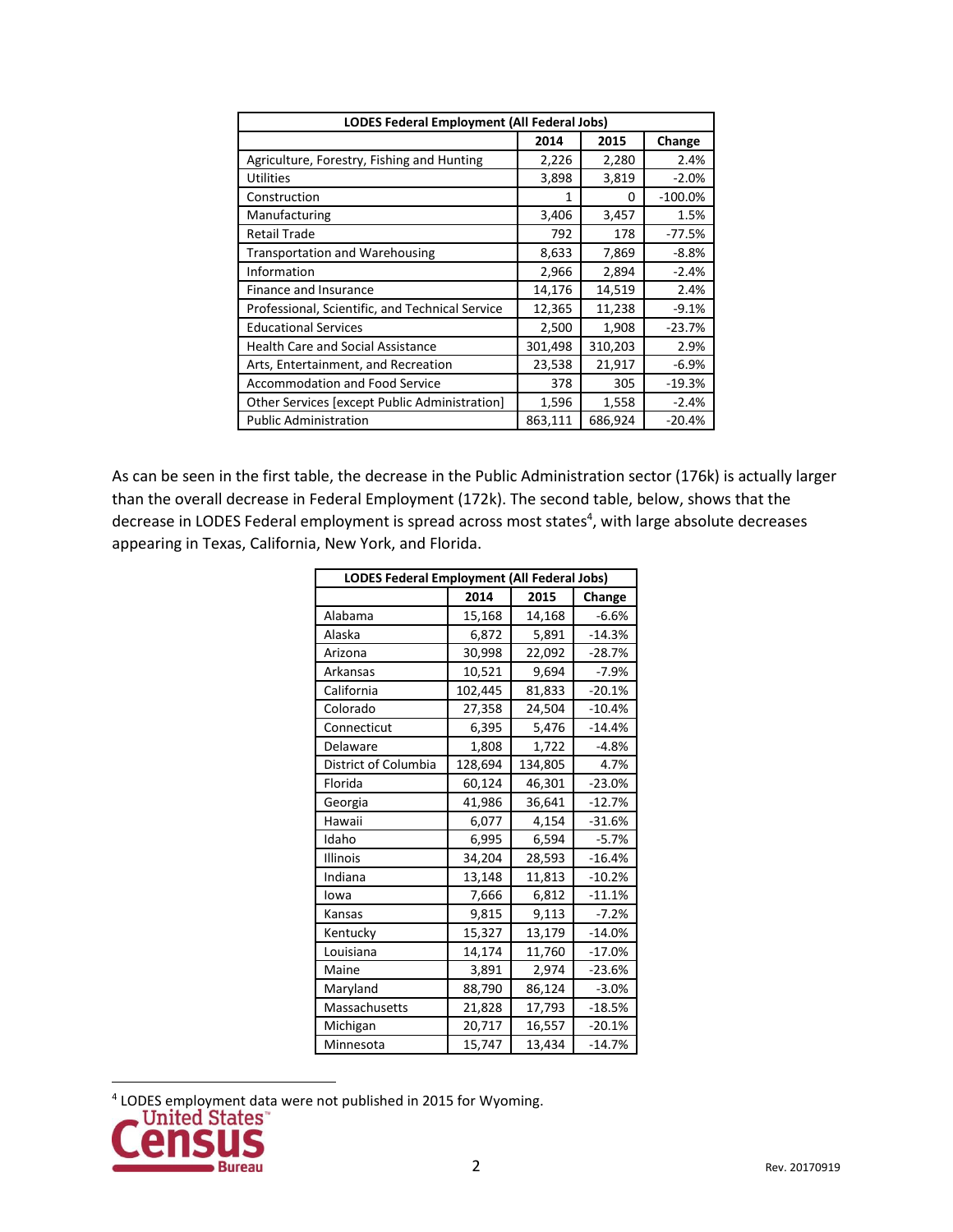| LODES Federal Employment (All Federal Jobs) | | | |
|---|---|---|---|
| | 2014 | 2015 | Change |
| Agriculture, Forestry, Fishing and Hunting | 2,226 | 2,280 | 2.4% |
| Utilities | 3,898 | 3,819 | -2.0% |
| Construction | 1 | 0 | -100.0% |
| Manufacturing | 3,406 | 3,457 | 1.5% |
| Retail Trade | 792 | 178 | -77.5% |
| Transportation and Warehousing | 8,633 | 7,869 | -8.8% |
| Information | 2,966 | 2,894 | -2.4% |
| Finance and Insurance | 14,176 | 14,519 | 2.4% |
| Professional, Scientific, and Technical Service | 12,365 | 11,238 | -9.1% |
| Educational Services | 2,500 | 1,908 | -23.7% |
| Health Care and Social Assistance | 301,498 | 310,203 | 2.9% |
| Arts, Entertainment, and Recreation | 23,538 | 21,917 | -6.9% |
| Accommodation and Food Service | 378 | 305 | -19.3% |
| Other Services [except Public Administration] | 1,596 | 1,558 | -2.4% |
| Public Administration | 863,111 | 686,924 | -20.4% |

As can be seen in the first table, the decrease in the Public Administration sector (176k) is actually larger than the overall decrease in Federal Employment (172k). The second table, below, shows that the decrease in LODES Federal employment is spread across most states[4], with large absolute decreases appearing in Texas, California, New York, and Florida.

| LODES Federal Employment (All Federal Jobs) | | | |
|---|---|---|---|
| | 2014 | 2015 | Change |
| Alabama | 15,168 | 14,168 | -6.6% |
| Alaska | 6,872 | 5,891 | -14.3% |
| Arizona | 30,998 | 22,092 | -28.7% |
| Arkansas | 10,521 | 9,694 | -7.9% |
| California | 102,445 | 81,833 | -20.1% |
| Colorado | 27,358 | 24,504 | -10.4% |
| Connecticut | 6,395 | 5,476 | -14.4% |
| Delaware | 1,808 | 1,722 | -4.8% |
| District of Columbia | 128,694 | 134,805 | 4.7% |
| Florida | 60,124 | 46,301 | -23.0% |
| Georgia | 41,986 | 36,641 | -12.7% |
| Hawaii | 6,077 | 4,154 | -31.6% |
| Idaho | 6,995 | 6,594 | -5.7% |
| Illinois | 34,204 | 28,593 | -16.4% |
| Indiana | 13,148 | 11,813 | -10.2% |
| Iowa | 7,666 | 6,812 | -11.1% |
| Kansas | 9,815 | 9,113 | -7.2% |
| Kentucky | 15,327 | 13,179 | -14.0% |
| Louisiana | 14,174 | 11,760 | -17.0% |
| Maine | 3,891 | 2,974 | -23.6% |
| Maryland | 88,790 | 86,124 | -3.0% |
| Massachusetts | 21,828 | 17,793 | -18.5% |
| Michigan | 20,717 | 16,557 | -20.1% |
| Minnesota | 15,747 | 13,434 | -14.7% |

[4] LODES employment data were not published in 2015 for Wyoming.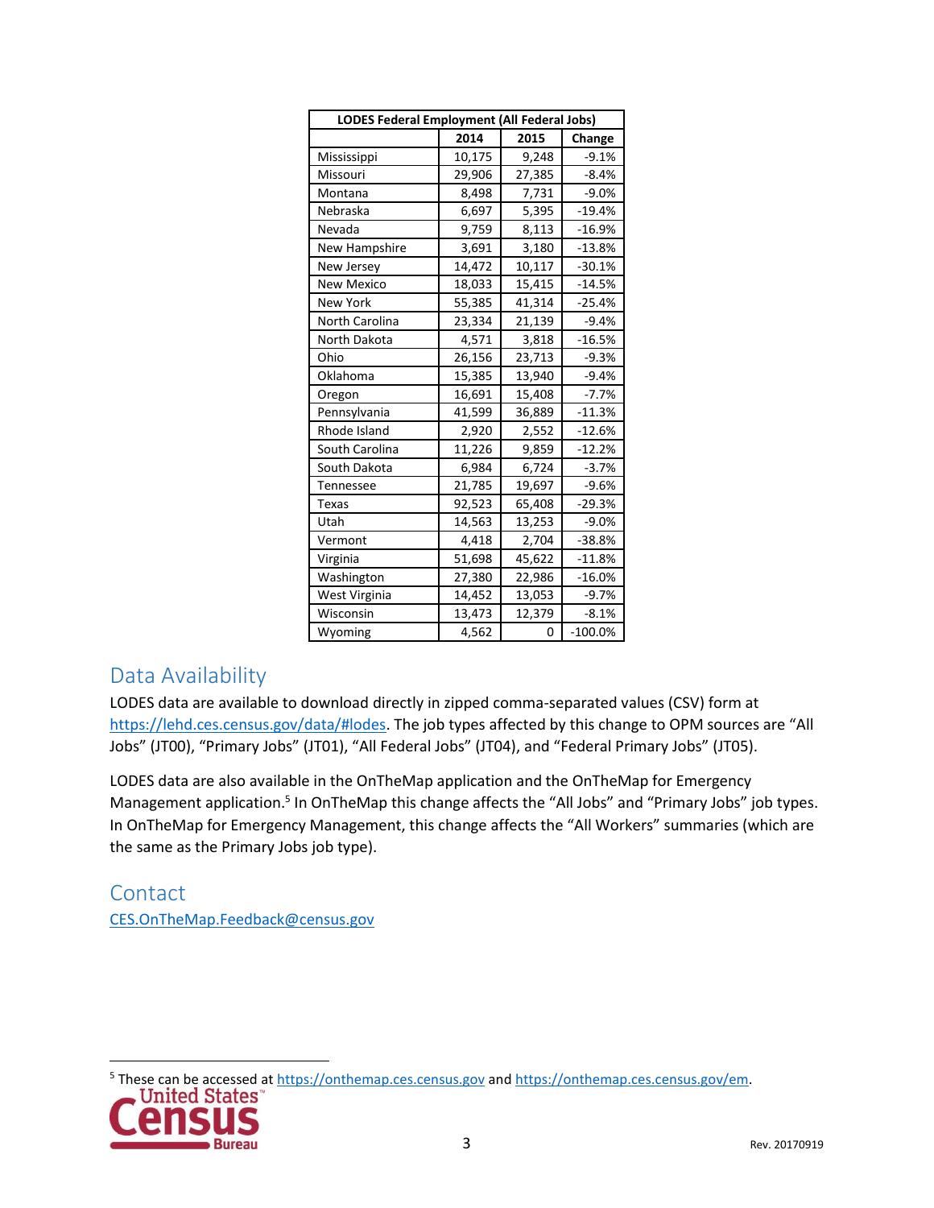| LODES Federal Employment (All Federal Jobs) | | | |
| --- | --- | --- | --- |
| | 2014 | 2015 | Change |
| Mississippi | 10,175 | 9,248 | -9.1% |
| Missouri | 29,906 | 27,385 | -8.4% |
| Montana | 8,498 | 7,731 | -9.0% |
| Nebraska | 6,697 | 5,395 | -19.4% |
| Nevada | 9,759 | 8,113 | -16.9% |
| New Hampshire | 3,691 | 3,180 | -13.8% |
| New Jersey | 14,472 | 10,117 | -30.1% |
| New Mexico | 18,033 | 15,415 | -14.5% |
| New York | 55,385 | 41,314 | -25.4% |
| North Carolina | 23,334 | 21,139 | -9.4% |
| North Dakota | 4,571 | 3,818 | -16.5% |
| Ohio | 26,156 | 23,713 | -9.3% |
| Oklahoma | 15,385 | 13,940 | -9.4% |
| Oregon | 16,691 | 15,408 | -7.7% |
| Pennsylvania | 41,599 | 36,889 | -11.3% |
| Rhode Island | 2,920 | 2,552 | -12.6% |
| South Carolina | 11,226 | 9,859 | -12.2% |
| South Dakota | 6,984 | 6,724 | -3.7% |
| Tennessee | 21,785 | 19,697 | -9.6% |
| Texas | 92,523 | 65,408 | -29.3% |
| Utah | 14,563 | 13,253 | -9.0% |
| Vermont | 4,418 | 2,704 | -38.8% |
| Virginia | 51,698 | 45,622 | -11.8% |
| Washington | 27,380 | 22,986 | -16.0% |
| West Virginia | 14,452 | 13,053 | -9.7% |
| Wisconsin | 13,473 | 12,379 | -8.1% |
| Wyoming | 4,562 | 0 | -100.0% |

## Data Availability

LODES data are available to download directly in zipped comma-separated values (CSV) form at https://lehd.ces.census.gov/data/#lodes. The job types affected by this change to OPM sources are "All Jobs" (JT00), "Primary Jobs" (JT01), "All Federal Jobs" (JT04), and "Federal Primary Jobs" (JT05).

LODES data are also available in the OnTheMap application and the OnTheMap for Emergency Management application.[5] In OnTheMap this change affects the "All Jobs" and "Primary Jobs" job types. In OnTheMap for Emergency Management, this change affects the "All Workers" summaries (which are the same as the Primary Jobs job type).

## Contact

CES.OnTheMap.Feedback@census.gov

[5] These can be accessed at https://onthemap.ces.census.gov and https://onthemap.ces.census.gov/em.